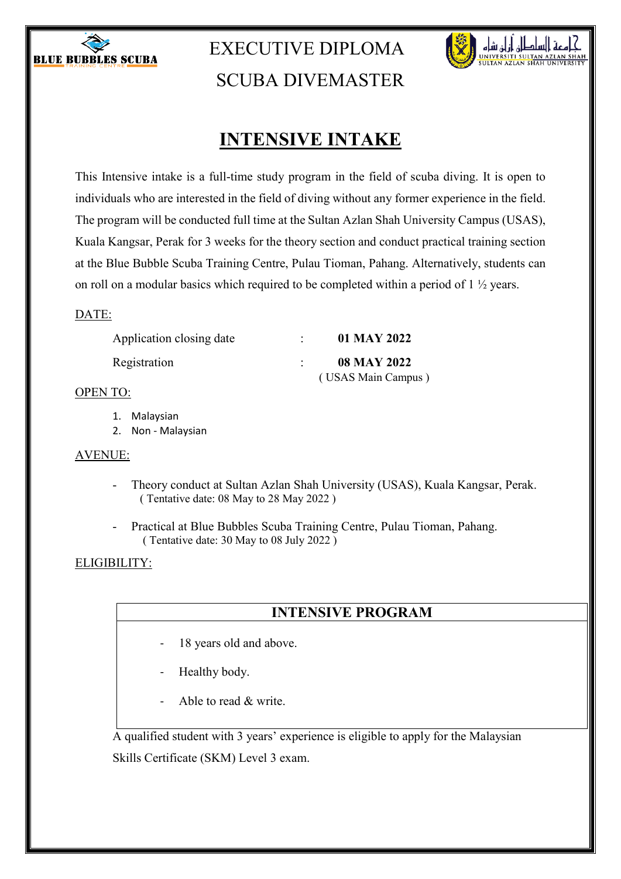BLUE BUBBLES SCUBA

TRAINING CENTRE

# EXECUTIVE DIPLOMA SCUBA DIVEMASTER

جامعة السلطان أزلن شاه
UNIVERSITI SULTAN AZLAN SHAH
SULTAN AZLAN SHAH UNIVERSITY

## INTENSIVE INTAKE

This Intensive intake is a full-time study program in the field of scuba diving. It is open to individuals who are interested in the field of diving without any former experience in the field. The program will be conducted full time at the Sultan Azlan Shah University Campus (USAS), Kuala Kangsar, Perak for 3 weeks for the theory section and conduct practical training section at the Blue Bubble Scuba Training Centre, Pulau Tioman, Pahang. Alternatively, students can on roll on a modular basics which required to be completed within a period of 1 ½ years.

DATE:

| | | |
|---|---|---|
| Application closing date | : | **01 MAY 2022** |
| Registration | : | **08 MAY 2022** ( USAS Main Campus ) |

OPEN TO:

1. Malaysian
2. Non - Malaysian

AVENUE:

- Theory conduct at Sultan Azlan Shah University (USAS), Kuala Kangsar, Perak. ( Tentative date: 08 May to 28 May 2022 )
- Practical at Blue Bubbles Scuba Training Centre, Pulau Tioman, Pahang. ( Tentative date: 30 May to 08 July 2022 )

ELIGIBILITY:

| INTENSIVE PROGRAM |
|---|
| - 18 years old and above.<br>- Healthy body.<br>- Able to read & write. |

A qualified student with 3 years' experience is eligible to apply for the Malaysian Skills Certificate (SKM) Level 3 exam.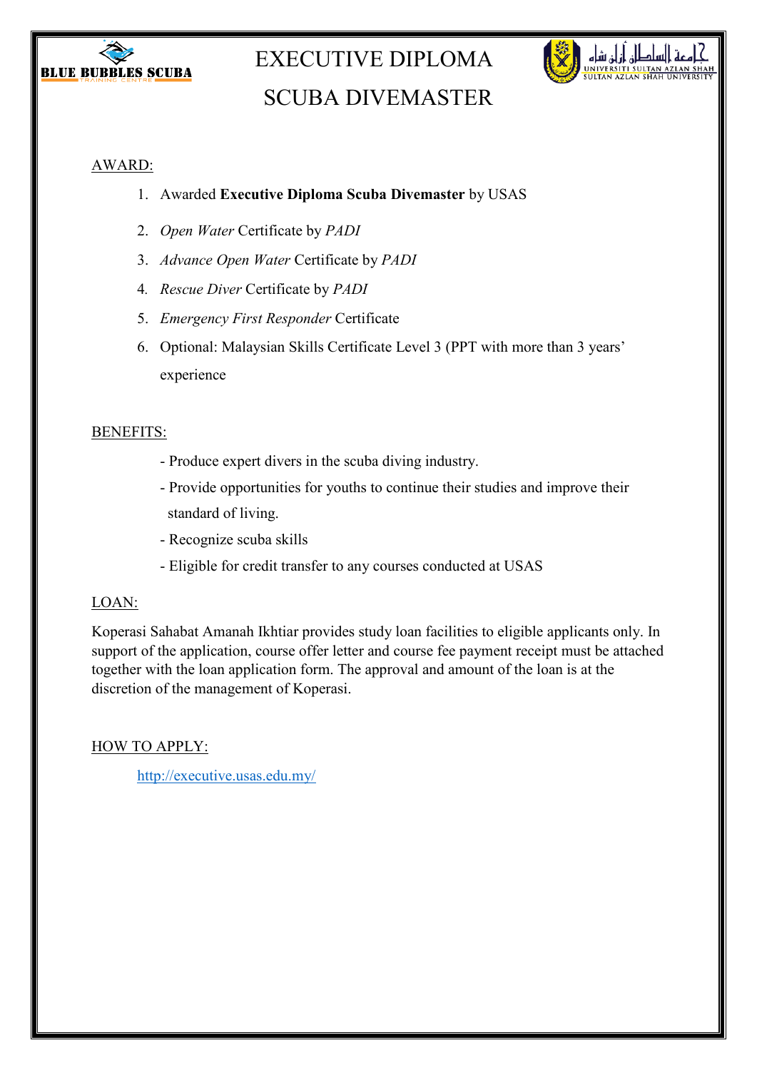# EXECUTIVE DIPLOMA SCUBA DIVEMASTER

AWARD:

1. Awarded **Executive Diploma Scuba Divemaster** by USAS
2. *Open Water* Certificate by *PADI*
3. *Advance Open Water* Certificate by *PADI*
4. *Rescue Diver* Certificate by *PADI*
5. *Emergency First Responder* Certificate
6. Optional: Malaysian Skills Certificate Level 3 (PPT with more than 3 years' experience

BENEFITS:

- Produce expert divers in the scuba diving industry.
- Provide opportunities for youths to continue their studies and improve their standard of living.
- Recognize scuba skills
- Eligible for credit transfer to any courses conducted at USAS

LOAN:

Koperasi Sahabat Amanah Ikhtiar provides study loan facilities to eligible applicants only. In support of the application, course offer letter and course fee payment receipt must be attached together with the loan application form. The approval and amount of the loan is at the discretion of the management of Koperasi.

HOW TO APPLY:

http://executive.usas.edu.my/